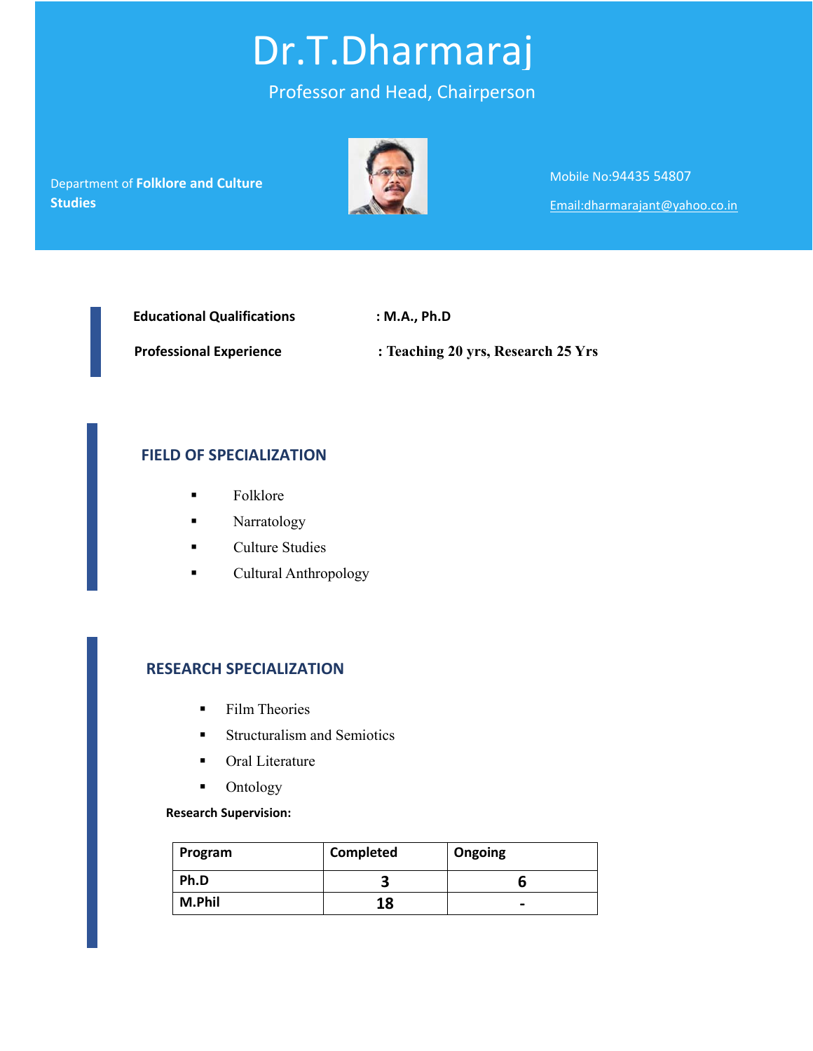# Dr.T.Dharmaraj

Professor and Head, Chairperson

Department of **Folklore and Culture Studies**

Mobile No:94435 54807

Email:dharmarajant@yahoo.co.in

**Educational Qualifications** : **M.A., Ph.D**

**Professional Experience** : **Teaching 20 yrs, Research 25 Yrs**

## FIELD OF SPECIALIZATION

- Folklore
- Narratology
- Culture Studies
- Cultural Anthropology

## RESEARCH SPECIALIZATION

- Film Theories
- Structuralism and Semiotics
- Oral Literature
- Ontology

**Research Supervision:**

| Program | Completed | Ongoing |
|---|---|---|
| **Ph.D** | **3** | **6** |
| **M.Phil** | **18** | **-** |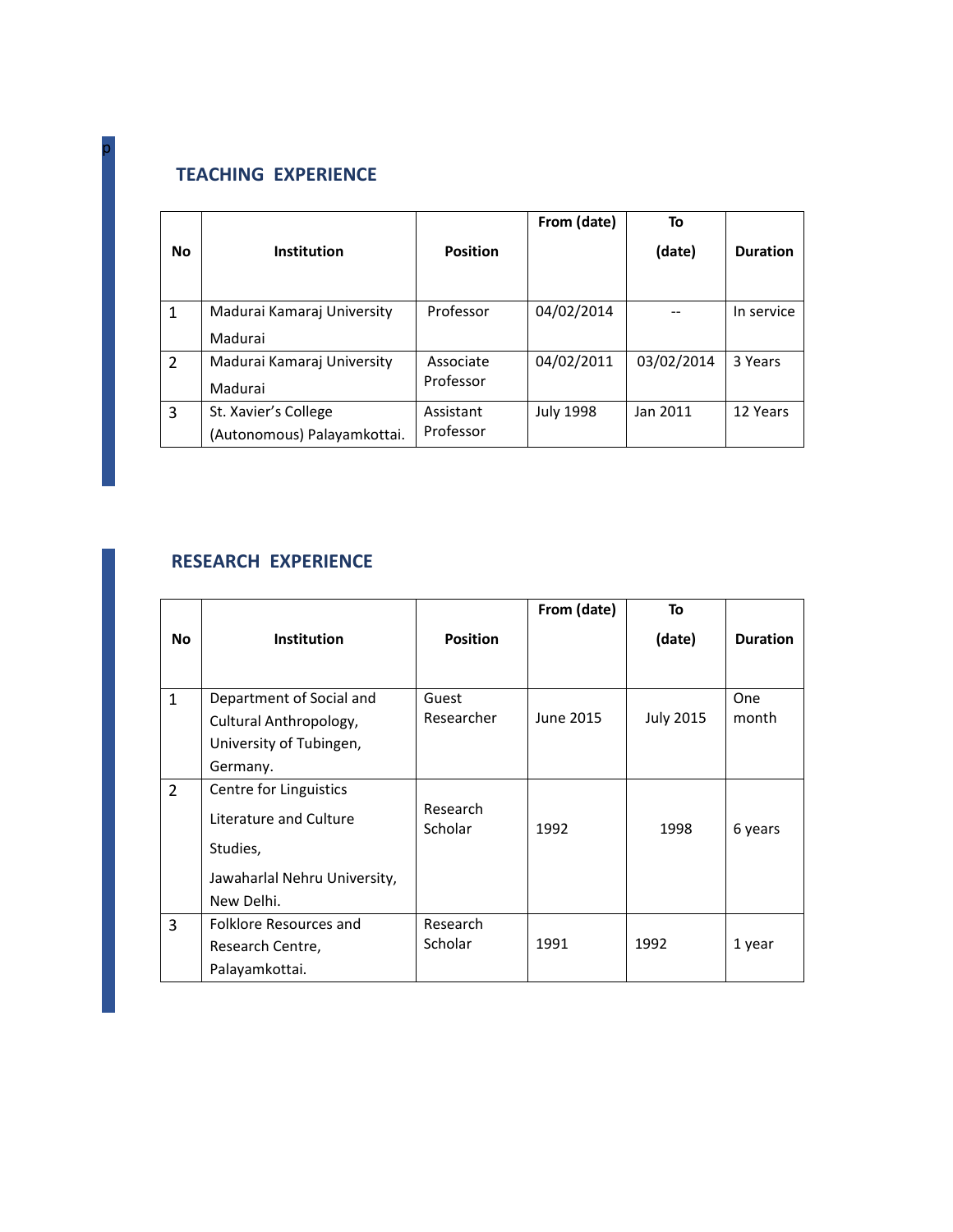p

## TEACHING EXPERIENCE

| No | Institution | Position | From (date) | To (date) | Duration |
|---|---|---|---|---|---|
| 1 | Madurai Kamaraj University Madurai | Professor | 04/02/2014 | -- | In service |
| 2 | Madurai Kamaraj University Madurai | Associate Professor | 04/02/2011 | 03/02/2014 | 3 Years |
| 3 | St. Xavier's College (Autonomous) Palayamkottai. | Assistant Professor | July 1998 | Jan 2011 | 12 Years |

## RESEARCH EXPERIENCE

| No | Institution | Position | From (date) | To (date) | Duration |
|---|---|---|---|---|---|
| 1 | Department of Social and Cultural Anthropology, University of Tubingen, Germany. | Guest Researcher | June 2015 | July 2015 | One month |
| 2 | Centre for Linguistics Literature and Culture Studies, Jawaharlal Nehru University, New Delhi. | Research Scholar | 1992 | 1998 | 6 years |
| 3 | Folklore Resources and Research Centre, Palayamkottai. | Research Scholar | 1991 | 1992 | 1 year |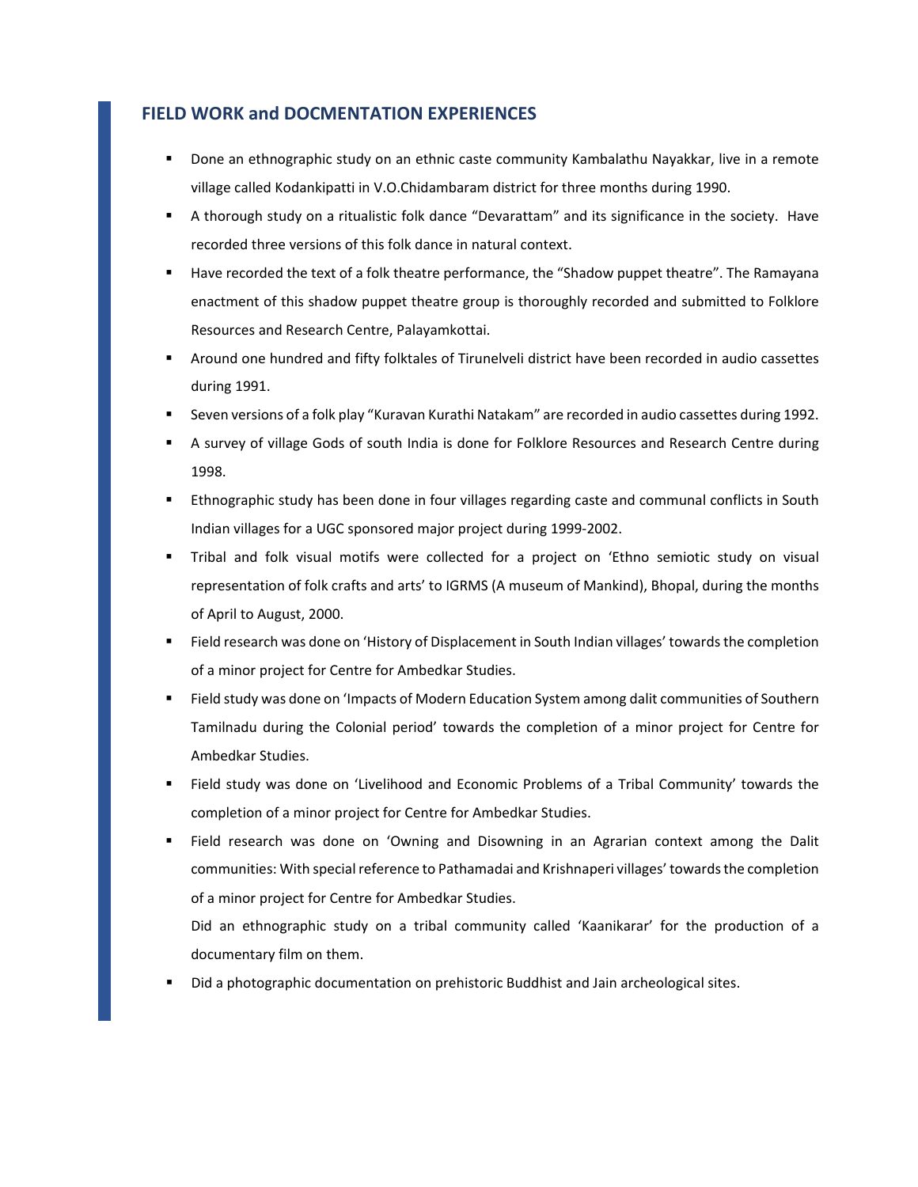## FIELD WORK and DOCMENTATION EXPERIENCES

- Done an ethnographic study on an ethnic caste community Kambalathu Nayakkar, live in a remote village called Kodankipatti in V.O.Chidambaram district for three months during 1990.
- A thorough study on a ritualistic folk dance "Devarattam" and its significance in the society. Have recorded three versions of this folk dance in natural context.
- Have recorded the text of a folk theatre performance, the "Shadow puppet theatre". The Ramayana enactment of this shadow puppet theatre group is thoroughly recorded and submitted to Folklore Resources and Research Centre, Palayamkottai.
- Around one hundred and fifty folktales of Tirunelveli district have been recorded in audio cassettes during 1991.
- Seven versions of a folk play "Kuravan Kurathi Natakam" are recorded in audio cassettes during 1992.
- A survey of village Gods of south India is done for Folklore Resources and Research Centre during 1998.
- Ethnographic study has been done in four villages regarding caste and communal conflicts in South Indian villages for a UGC sponsored major project during 1999-2002.
- Tribal and folk visual motifs were collected for a project on 'Ethno semiotic study on visual representation of folk crafts and arts' to IGRMS (A museum of Mankind), Bhopal, during the months of April to August, 2000.
- Field research was done on 'History of Displacement in South Indian villages' towards the completion of a minor project for Centre for Ambedkar Studies.
- Field study was done on 'Impacts of Modern Education System among dalit communities of Southern Tamilnadu during the Colonial period' towards the completion of a minor project for Centre for Ambedkar Studies.
- Field study was done on 'Livelihood and Economic Problems of a Tribal Community' towards the completion of a minor project for Centre for Ambedkar Studies.
- Field research was done on 'Owning and Disowning in an Agrarian context among the Dalit communities: With special reference to Pathamadai and Krishnaperi villages' towards the completion of a minor project for Centre for Ambedkar Studies.

  Did an ethnographic study on a tribal community called 'Kaanikarar' for the production of a documentary film on them.
- Did a photographic documentation on prehistoric Buddhist and Jain archeological sites.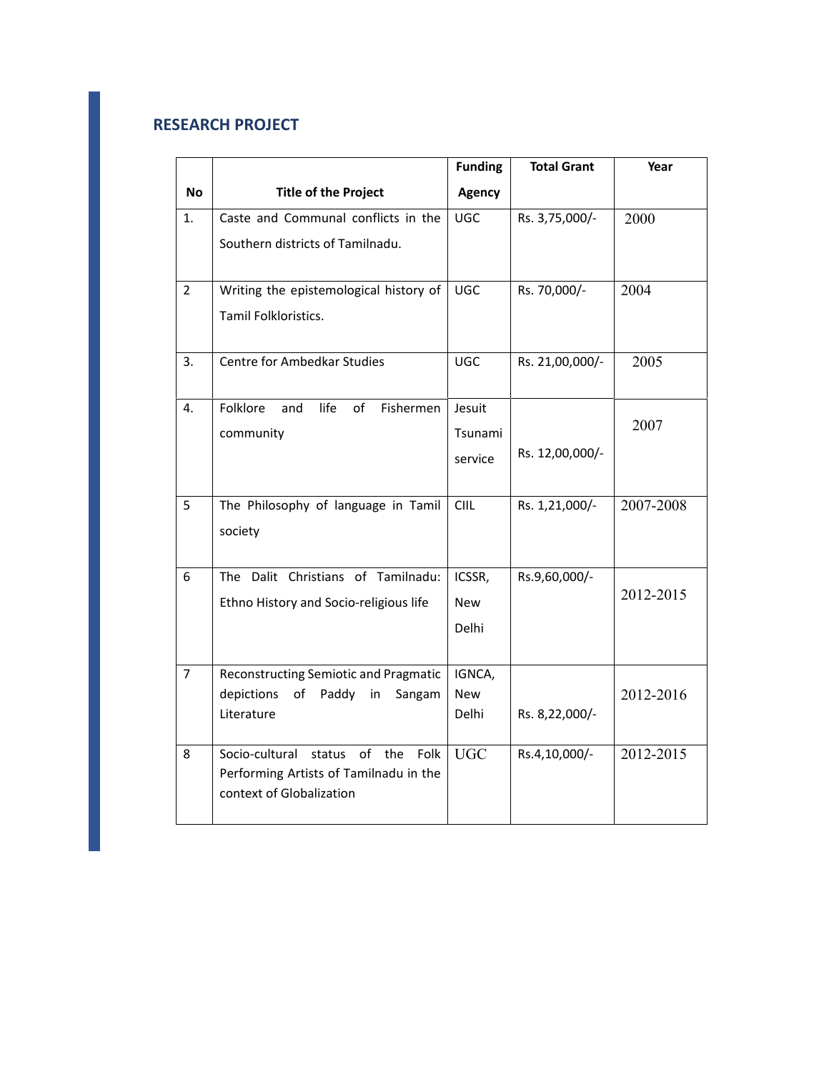## RESEARCH PROJECT

| No | Title of the Project | Funding Agency | Total Grant | Year |
|---|---|---|---|---|
| 1. | Caste and Communal conflicts in the Southern districts of Tamilnadu. | UGC | Rs. 3,75,000/- | 2000 |
| 2 | Writing the epistemological history of Tamil Folkloristics. | UGC | Rs. 70,000/- | 2004 |
| 3. | Centre for Ambedkar Studies | UGC | Rs. 21,00,000/- | 2005 |
| 4. | Folklore and life of Fishermen community | Jesuit Tsunami service | Rs. 12,00,000/- | 2007 |
| 5 | The Philosophy of language in Tamil society | CIIL | Rs. 1,21,000/- | 2007-2008 |
| 6 | The Dalit Christians of Tamilnadu: Ethno History and Socio-religious life | ICSSR, New Delhi | Rs.9,60,000/- | 2012-2015 |
| 7 | Reconstructing Semiotic and Pragmatic depictions of Paddy in Sangam Literature | IGNCA, New Delhi | Rs. 8,22,000/- | 2012-2016 |
| 8 | Socio-cultural status of the Folk Performing Artists of Tamilnadu in the context of Globalization | UGC | Rs.4,10,000/- | 2012-2015 |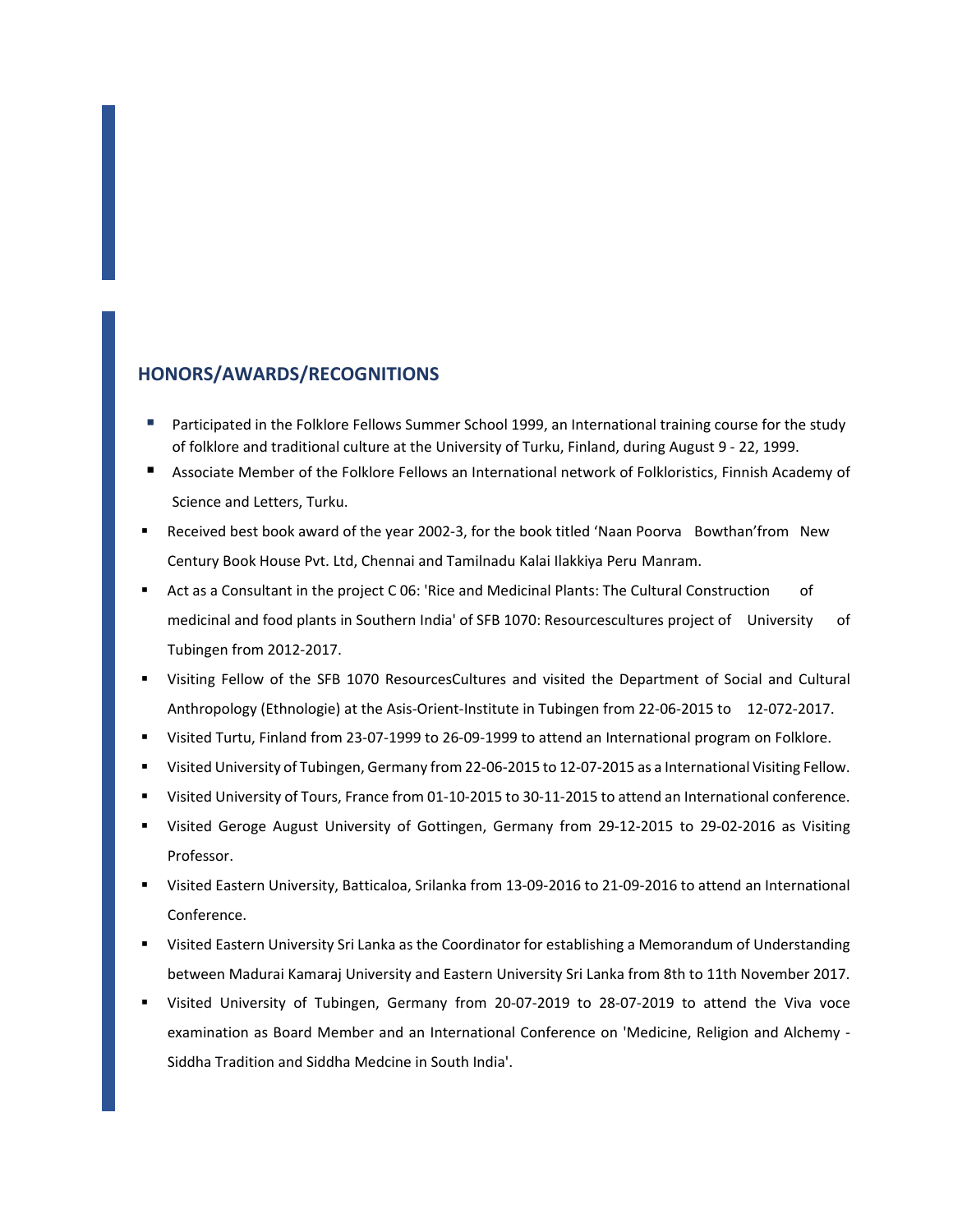## HONORS/AWARDS/RECOGNITIONS

- Participated in the Folklore Fellows Summer School 1999, an International training course for the study of folklore and traditional culture at the University of Turku, Finland, during August 9 - 22, 1999.
- Associate Member of the Folklore Fellows an International network of Folkloristics, Finnish Academy of Science and Letters, Turku.
- Received best book award of the year 2002-3, for the book titled 'Naan Poorva Bowthan'from New Century Book House Pvt. Ltd, Chennai and Tamilnadu Kalai Ilakkiya Peru Manram.
- Act as a Consultant in the project C 06: 'Rice and Medicinal Plants: The Cultural Construction of medicinal and food plants in Southern India' of SFB 1070: Resourcescultures project of University of Tubingen from 2012-2017.
- Visiting Fellow of the SFB 1070 ResourcesCultures and visited the Department of Social and Cultural Anthropology (Ethnologie) at the Asis-Orient-Institute in Tubingen from 22-06-2015 to 12-072-2017.
- Visited Turtu, Finland from 23-07-1999 to 26-09-1999 to attend an International program on Folklore.
- Visited University of Tubingen, Germany from 22-06-2015 to 12-07-2015 as a International Visiting Fellow.
- Visited University of Tours, France from 01-10-2015 to 30-11-2015 to attend an International conference.
- Visited Geroge August University of Gottingen, Germany from 29-12-2015 to 29-02-2016 as Visiting Professor.
- Visited Eastern University, Batticaloa, Srilanka from 13-09-2016 to 21-09-2016 to attend an International Conference.
- Visited Eastern University Sri Lanka as the Coordinator for establishing a Memorandum of Understanding between Madurai Kamaraj University and Eastern University Sri Lanka from 8th to 11th November 2017.
- Visited University of Tubingen, Germany from 20-07-2019 to 28-07-2019 to attend the Viva voce examination as Board Member and an International Conference on 'Medicine, Religion and Alchemy - Siddha Tradition and Siddha Medcine in South India'.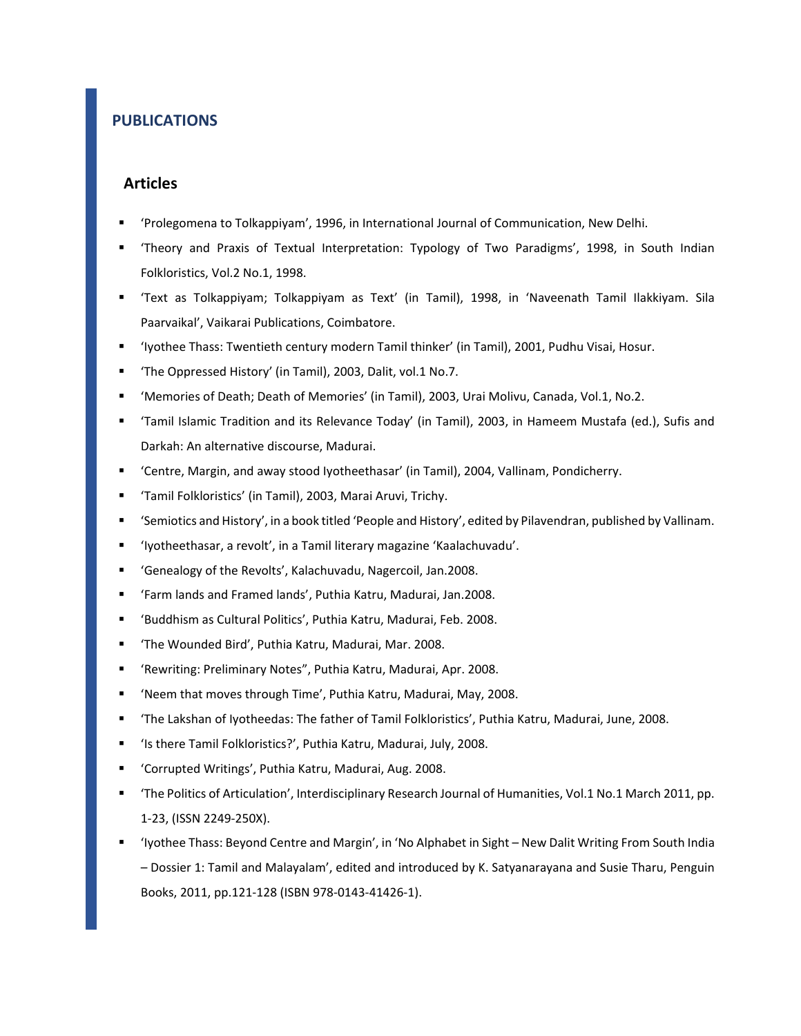## PUBLICATIONS

### Articles

- 'Prolegomena to Tolkappiyam', 1996, in International Journal of Communication, New Delhi.
- 'Theory and Praxis of Textual Interpretation: Typology of Two Paradigms', 1998, in South Indian Folkloristics, Vol.2 No.1, 1998.
- 'Text as Tolkappiyam; Tolkappiyam as Text' (in Tamil), 1998, in 'Naveenath Tamil Ilakkiyam. Sila Paarvaikal', Vaikarai Publications, Coimbatore.
- 'Iyothee Thass: Twentieth century modern Tamil thinker' (in Tamil), 2001, Pudhu Visai, Hosur.
- 'The Oppressed History' (in Tamil), 2003, Dalit, vol.1 No.7.
- 'Memories of Death; Death of Memories' (in Tamil), 2003, Urai Molivu, Canada, Vol.1, No.2.
- 'Tamil Islamic Tradition and its Relevance Today' (in Tamil), 2003, in Hameem Mustafa (ed.), Sufis and Darkah: An alternative discourse, Madurai.
- 'Centre, Margin, and away stood Iyotheethasar' (in Tamil), 2004, Vallinam, Pondicherry.
- 'Tamil Folkloristics' (in Tamil), 2003, Marai Aruvi, Trichy.
- 'Semiotics and History', in a book titled 'People and History', edited by Pilavendran, published by Vallinam.
- 'Iyotheethasar, a revolt', in a Tamil literary magazine 'Kaalachuvadu'.
- 'Genealogy of the Revolts', Kalachuvadu, Nagercoil, Jan.2008.
- 'Farm lands and Framed lands', Puthia Katru, Madurai, Jan.2008.
- 'Buddhism as Cultural Politics', Puthia Katru, Madurai, Feb. 2008.
- 'The Wounded Bird', Puthia Katru, Madurai, Mar. 2008.
- 'Rewriting: Preliminary Notes", Puthia Katru, Madurai, Apr. 2008.
- 'Neem that moves through Time', Puthia Katru, Madurai, May, 2008.
- 'The Lakshan of Iyotheedas: The father of Tamil Folkloristics', Puthia Katru, Madurai, June, 2008.
- 'Is there Tamil Folkloristics?', Puthia Katru, Madurai, July, 2008.
- 'Corrupted Writings', Puthia Katru, Madurai, Aug. 2008.
- 'The Politics of Articulation', Interdisciplinary Research Journal of Humanities, Vol.1 No.1 March 2011, pp. 1-23, (ISSN 2249-250X).
- 'Iyothee Thass: Beyond Centre and Margin', in 'No Alphabet in Sight – New Dalit Writing From South India – Dossier 1: Tamil and Malayalam', edited and introduced by K. Satyanarayana and Susie Tharu, Penguin Books, 2011, pp.121-128 (ISBN 978-0143-41426-1).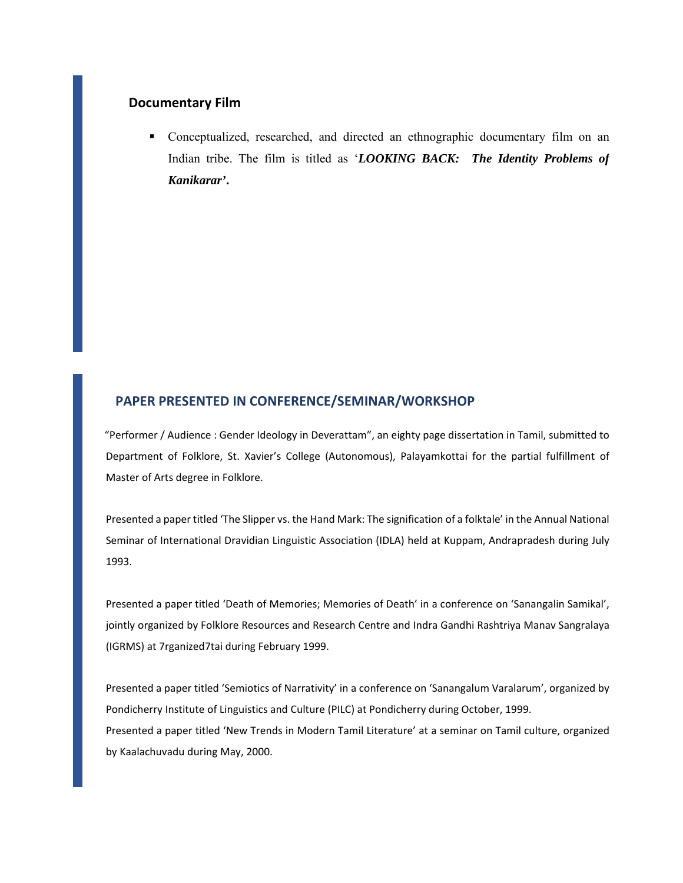## Documentary Film

- Conceptualized, researched, and directed an ethnographic documentary film on an Indian tribe. The film is titled as '***LOOKING BACK: The Identity Problems of Kanikarar*'.**

## PAPER PRESENTED IN CONFERENCE/SEMINAR/WORKSHOP

"Performer / Audience : Gender Ideology in Deverattam", an eighty page dissertation in Tamil, submitted to Department of Folklore, St. Xavier's College (Autonomous), Palayamkottai for the partial fulfillment of Master of Arts degree in Folklore.

Presented a paper titled 'The Slipper vs. the Hand Mark: The signification of a folktale' in the Annual National Seminar of International Dravidian Linguistic Association (IDLA) held at Kuppam, Andrapradesh during July 1993.

Presented a paper titled 'Death of Memories; Memories of Death' in a conference on 'Sanangalin Samikal', jointly organized by Folklore Resources and Research Centre and Indra Gandhi Rashtriya Manav Sangralaya (IGRMS) at 7rganized7tai during February 1999.

Presented a paper titled 'Semiotics of Narrativity' in a conference on 'Sanangalum Varalarum', organized by Pondicherry Institute of Linguistics and Culture (PILC) at Pondicherry during October, 1999.
Presented a paper titled 'New Trends in Modern Tamil Literature' at a seminar on Tamil culture, organized by Kaalachuvadu during May, 2000.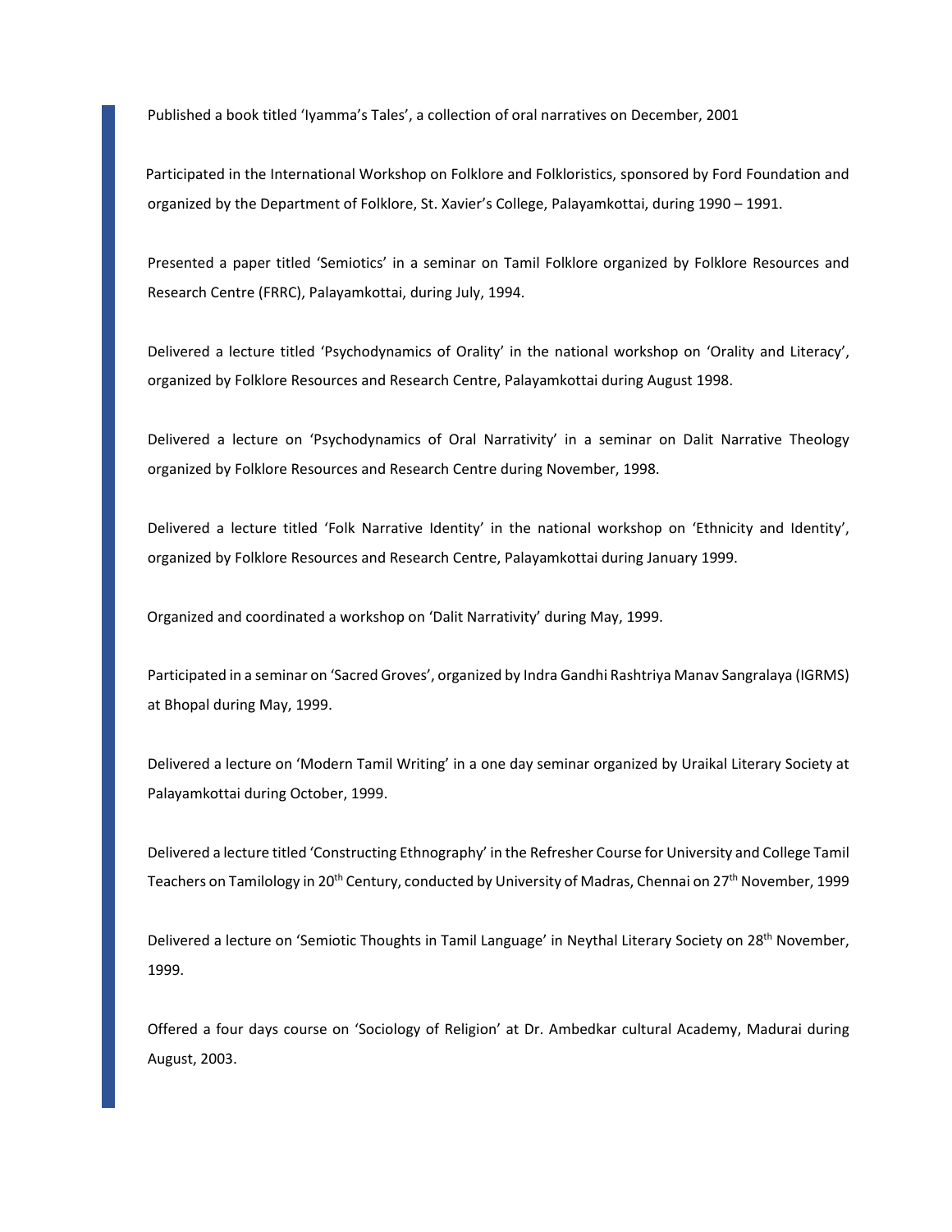Published a book titled 'Iyamma's Tales', a collection of oral narratives on December, 2001

Participated in the International Workshop on Folklore and Folkloristics, sponsored by Ford Foundation and organized by the Department of Folklore, St. Xavier's College, Palayamkottai, during 1990 – 1991.

Presented a paper titled 'Semiotics' in a seminar on Tamil Folklore organized by Folklore Resources and Research Centre (FRRC), Palayamkottai, during July, 1994.

Delivered a lecture titled 'Psychodynamics of Orality' in the national workshop on 'Orality and Literacy', organized by Folklore Resources and Research Centre, Palayamkottai during August 1998.

Delivered a lecture on 'Psychodynamics of Oral Narrativity' in a seminar on Dalit Narrative Theology organized by Folklore Resources and Research Centre during November, 1998.

Delivered a lecture titled 'Folk Narrative Identity' in the national workshop on 'Ethnicity and Identity', organized by Folklore Resources and Research Centre, Palayamkottai during January 1999.

Organized and coordinated a workshop on 'Dalit Narrativity' during May, 1999.

Participated in a seminar on 'Sacred Groves', organized by Indra Gandhi Rashtriya Manav Sangralaya (IGRMS) at Bhopal during May, 1999.

Delivered a lecture on 'Modern Tamil Writing' in a one day seminar organized by Uraikal Literary Society at Palayamkottai during October, 1999.

Delivered a lecture titled 'Constructing Ethnography' in the Refresher Course for University and College Tamil Teachers on Tamilology in 20th Century, conducted by University of Madras, Chennai on 27th November, 1999

Delivered a lecture on 'Semiotic Thoughts in Tamil Language' in Neythal Literary Society on 28th November, 1999.

Offered a four days course on 'Sociology of Religion' at Dr. Ambedkar cultural Academy, Madurai during August, 2003.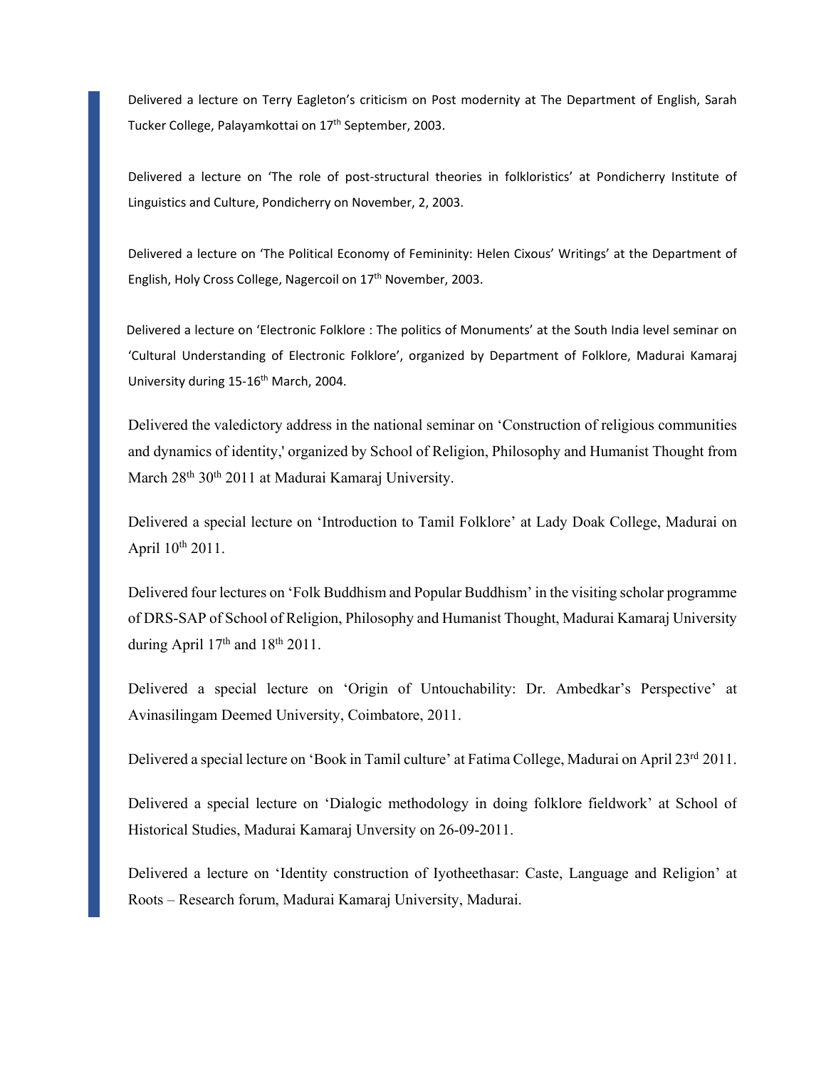Delivered a lecture on Terry Eagleton's criticism on Post modernity at The Department of English, Sarah Tucker College, Palayamkottai on 17th September, 2003.

Delivered a lecture on 'The role of post-structural theories in folkloristics' at Pondicherry Institute of Linguistics and Culture, Pondicherry on November, 2, 2003.

Delivered a lecture on 'The Political Economy of Femininity: Helen Cixous' Writings' at the Department of English, Holy Cross College, Nagercoil on 17th November, 2003.

Delivered a lecture on 'Electronic Folklore : The politics of Monuments' at the South India level seminar on 'Cultural Understanding of Electronic Folklore', organized by Department of Folklore, Madurai Kamaraj University during 15-16th March, 2004.

Delivered the valedictory address in the national seminar on 'Construction of religious communities and dynamics of identity,' organized by School of Religion, Philosophy and Humanist Thought from March 28th 30th 2011 at Madurai Kamaraj University.

Delivered a special lecture on 'Introduction to Tamil Folklore' at Lady Doak College, Madurai on April 10th 2011.

Delivered four lectures on 'Folk Buddhism and Popular Buddhism' in the visiting scholar programme of DRS-SAP of School of Religion, Philosophy and Humanist Thought, Madurai Kamaraj University during April 17th and 18th 2011.

Delivered a special lecture on 'Origin of Untouchability: Dr. Ambedkar's Perspective' at Avinasilingam Deemed University, Coimbatore, 2011.

Delivered a special lecture on 'Book in Tamil culture' at Fatima College, Madurai on April 23rd 2011.

Delivered a special lecture on 'Dialogic methodology in doing folklore fieldwork' at School of Historical Studies, Madurai Kamaraj Unversity on 26-09-2011.

Delivered a lecture on 'Identity construction of Iyotheethasar: Caste, Language and Religion' at Roots – Research forum, Madurai Kamaraj University, Madurai.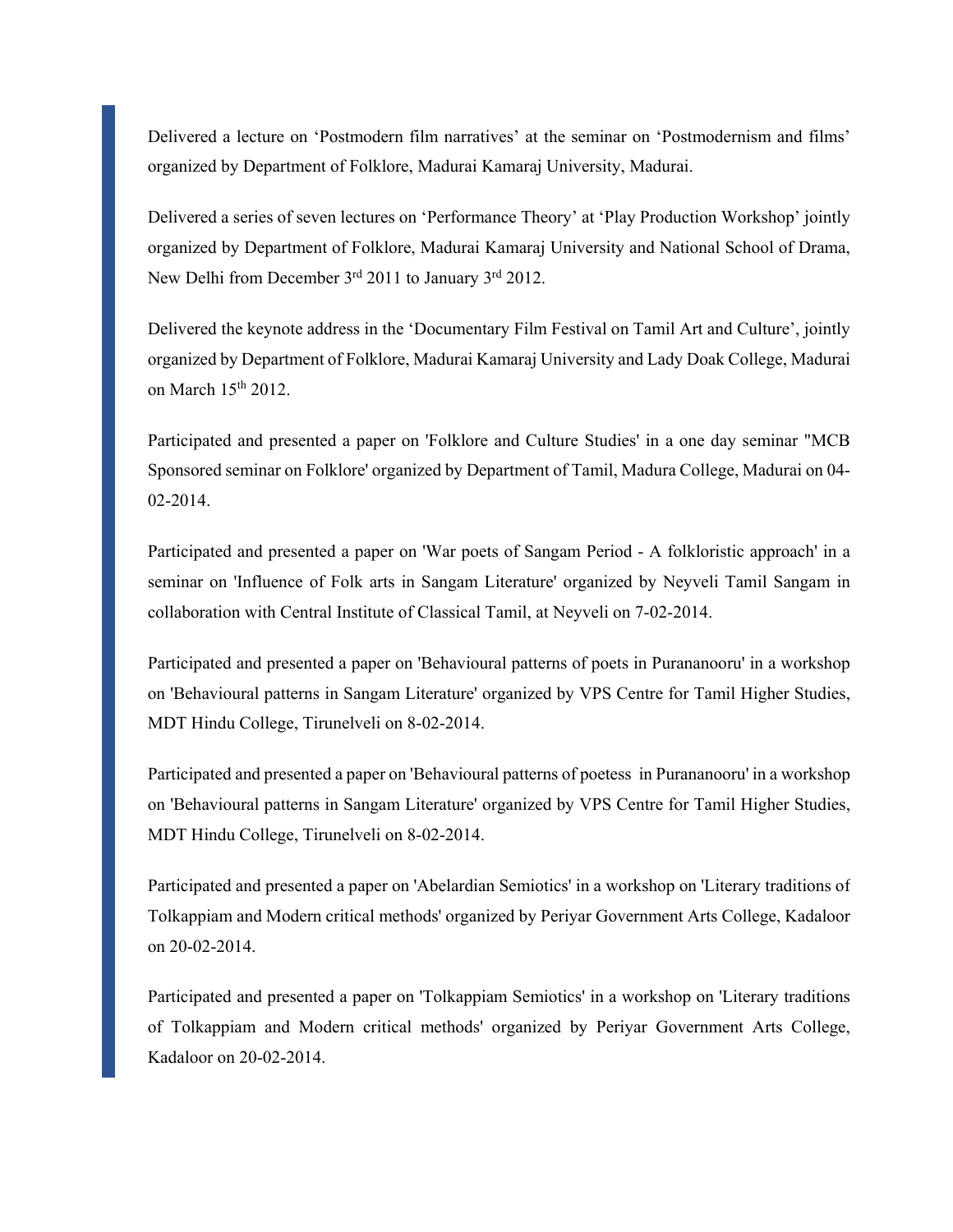Delivered a lecture on ‘Postmodern film narratives’ at the seminar on ‘Postmodernism and films’ organized by Department of Folklore, Madurai Kamaraj University, Madurai.

Delivered a series of seven lectures on ‘Performance Theory’ at ‘Play Production Workshop’ jointly organized by Department of Folklore, Madurai Kamaraj University and National School of Drama, New Delhi from December 3rd 2011 to January 3rd 2012.

Delivered the keynote address in the ‘Documentary Film Festival on Tamil Art and Culture’, jointly organized by Department of Folklore, Madurai Kamaraj University and Lady Doak College, Madurai on March 15th 2012.

Participated and presented a paper on 'Folklore and Culture Studies' in a one day seminar "MCB Sponsored seminar on Folklore' organized by Department of Tamil, Madura College, Madurai on 04-02-2014.

Participated and presented a paper on 'War poets of Sangam Period - A folkloristic approach' in a seminar on 'Influence of Folk arts in Sangam Literature' organized by Neyveli Tamil Sangam in collaboration with Central Institute of Classical Tamil, at Neyveli on 7-02-2014.

Participated and presented a paper on 'Behavioural patterns of poets in Purananooru' in a workshop on 'Behavioural patterns in Sangam Literature' organized by VPS Centre for Tamil Higher Studies, MDT Hindu College, Tirunelveli on 8-02-2014.

Participated and presented a paper on 'Behavioural patterns of poetess in Purananooru' in a workshop on 'Behavioural patterns in Sangam Literature' organized by VPS Centre for Tamil Higher Studies, MDT Hindu College, Tirunelveli on 8-02-2014.

Participated and presented a paper on 'Abelardian Semiotics' in a workshop on 'Literary traditions of Tolkappiam and Modern critical methods' organized by Periyar Government Arts College, Kadaloor on 20-02-2014.

Participated and presented a paper on 'Tolkappiam Semiotics' in a workshop on 'Literary traditions of Tolkappiam and Modern critical methods' organized by Periyar Government Arts College, Kadaloor on 20-02-2014.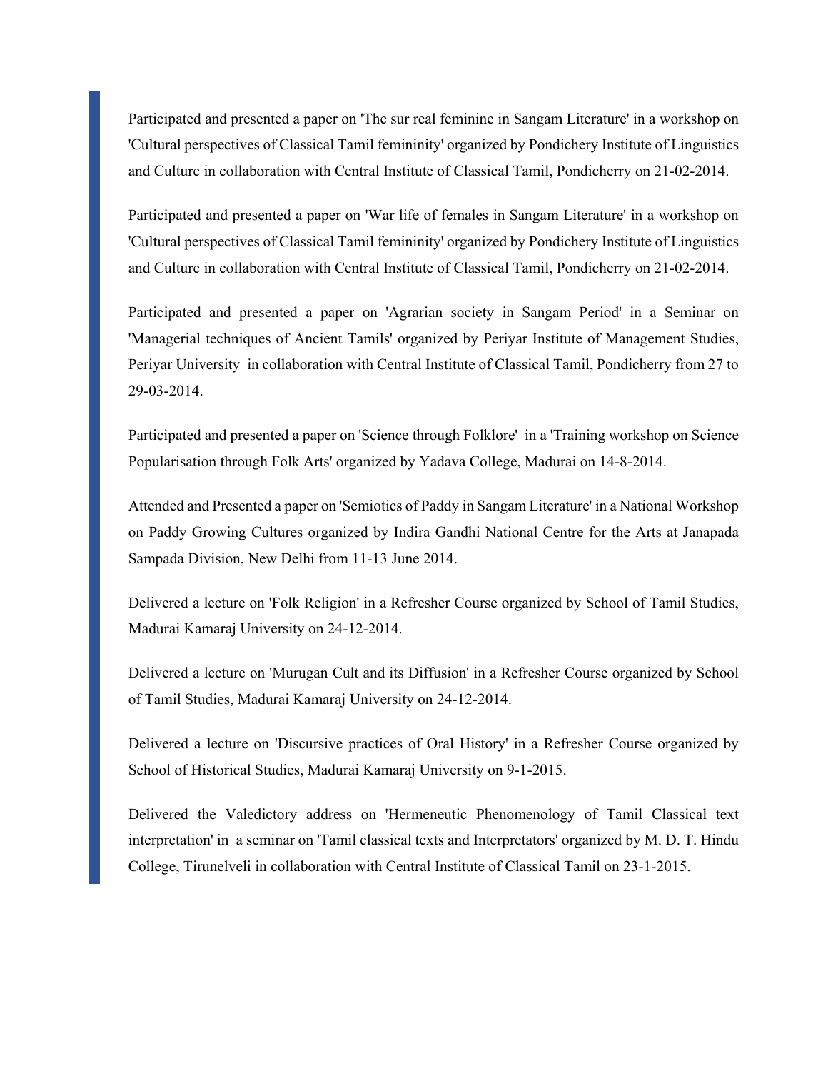Participated and presented a paper on 'The sur real feminine in Sangam Literature' in a workshop on 'Cultural perspectives of Classical Tamil femininity' organized by Pondichery Institute of Linguistics and Culture in collaboration with Central Institute of Classical Tamil, Pondicherry on 21-02-2014.

Participated and presented a paper on 'War life of females in Sangam Literature' in a workshop on 'Cultural perspectives of Classical Tamil femininity' organized by Pondichery Institute of Linguistics and Culture in collaboration with Central Institute of Classical Tamil, Pondicherry on 21-02-2014.

Participated and presented a paper on 'Agrarian society in Sangam Period' in a Seminar on 'Managerial techniques of Ancient Tamils' organized by Periyar Institute of Management Studies, Periyar University in collaboration with Central Institute of Classical Tamil, Pondicherry from 27 to 29-03-2014.

Participated and presented a paper on 'Science through Folklore' in a 'Training workshop on Science Popularisation through Folk Arts' organized by Yadava College, Madurai on 14-8-2014.

Attended and Presented a paper on 'Semiotics of Paddy in Sangam Literature' in a National Workshop on Paddy Growing Cultures organized by Indira Gandhi National Centre for the Arts at Janapada Sampada Division, New Delhi from 11-13 June 2014.

Delivered a lecture on 'Folk Religion' in a Refresher Course organized by School of Tamil Studies, Madurai Kamaraj University on 24-12-2014.

Delivered a lecture on 'Murugan Cult and its Diffusion' in a Refresher Course organized by School of Tamil Studies, Madurai Kamaraj University on 24-12-2014.

Delivered a lecture on 'Discursive practices of Oral History' in a Refresher Course organized by School of Historical Studies, Madurai Kamaraj University on 9-1-2015.

Delivered the Valedictory address on 'Hermeneutic Phenomenology of Tamil Classical text interpretation' in a seminar on 'Tamil classical texts and Interpretators' organized by M. D. T. Hindu College, Tirunelveli in collaboration with Central Institute of Classical Tamil on 23-1-2015.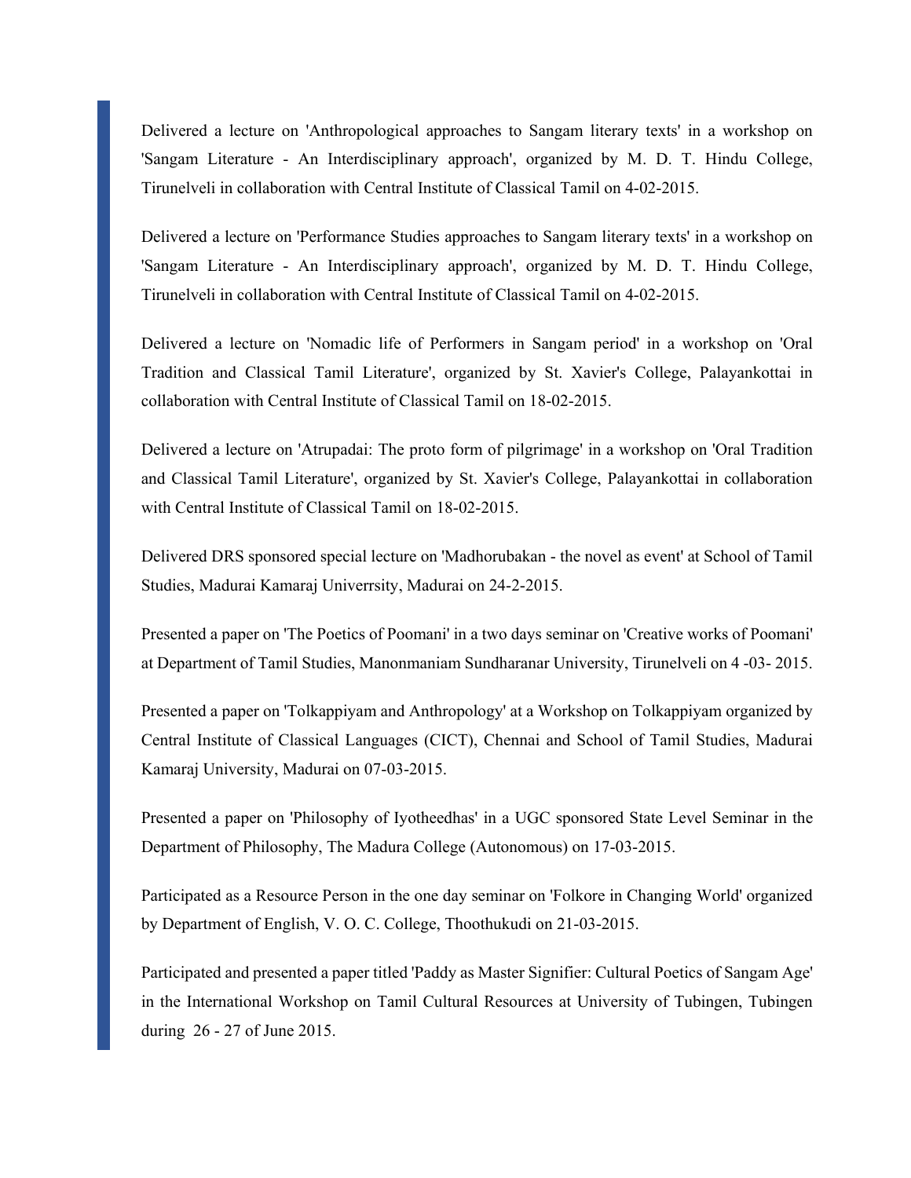Delivered a lecture on 'Anthropological approaches to Sangam literary texts' in a workshop on 'Sangam Literature - An Interdisciplinary approach', organized by M. D. T. Hindu College, Tirunelveli in collaboration with Central Institute of Classical Tamil on 4-02-2015.

Delivered a lecture on 'Performance Studies approaches to Sangam literary texts' in a workshop on 'Sangam Literature - An Interdisciplinary approach', organized by M. D. T. Hindu College, Tirunelveli in collaboration with Central Institute of Classical Tamil on 4-02-2015.

Delivered a lecture on 'Nomadic life of Performers in Sangam period' in a workshop on 'Oral Tradition and Classical Tamil Literature', organized by St. Xavier's College, Palayankottai in collaboration with Central Institute of Classical Tamil on 18-02-2015.

Delivered a lecture on 'Atrupadai: The proto form of pilgrimage' in a workshop on 'Oral Tradition and Classical Tamil Literature', organized by St. Xavier's College, Palayankottai in collaboration with Central Institute of Classical Tamil on 18-02-2015.

Delivered DRS sponsored special lecture on 'Madhorubakan - the novel as event' at School of Tamil Studies, Madurai Kamaraj Univerrsity, Madurai on 24-2-2015.

Presented a paper on 'The Poetics of Poomani' in a two days seminar on 'Creative works of Poomani' at Department of Tamil Studies, Manonmaniam Sundharanar University, Tirunelveli on 4 -03- 2015.

Presented a paper on 'Tolkappiyam and Anthropology' at a Workshop on Tolkappiyam organized by Central Institute of Classical Languages (CICT), Chennai and School of Tamil Studies, Madurai Kamaraj University, Madurai on 07-03-2015.

Presented a paper on 'Philosophy of Iyotheedhas' in a UGC sponsored State Level Seminar in the Department of Philosophy, The Madura College (Autonomous) on 17-03-2015.

Participated as a Resource Person in the one day seminar on 'Folkore in Changing World' organized by Department of English, V. O. C. College, Thoothukudi on 21-03-2015.

Participated and presented a paper titled 'Paddy as Master Signifier: Cultural Poetics of Sangam Age' in the International Workshop on Tamil Cultural Resources at University of Tubingen, Tubingen during 26 - 27 of June 2015.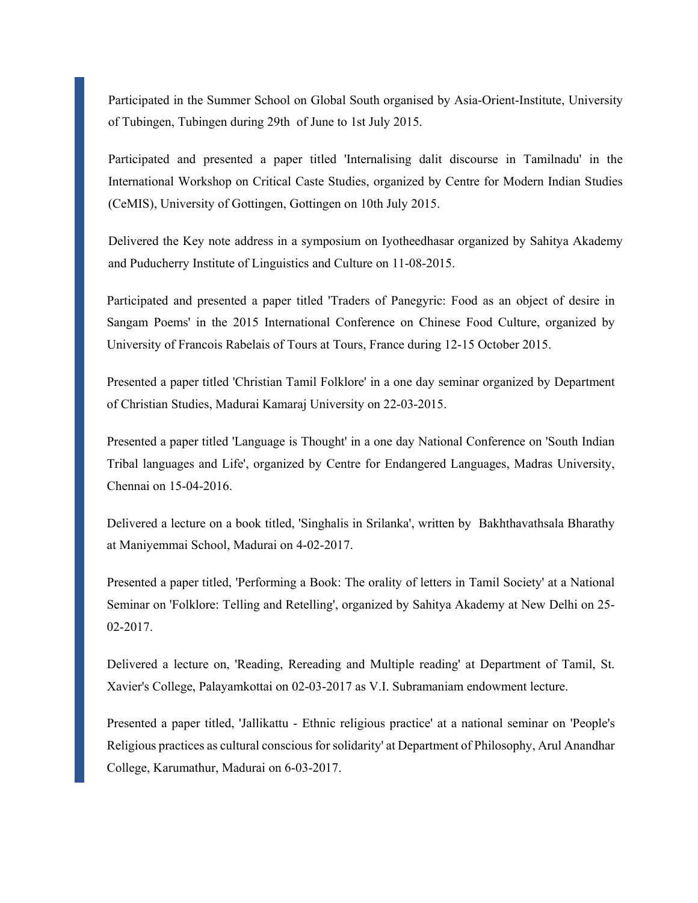Participated in the Summer School on Global South organised by Asia-Orient-Institute, University of Tubingen, Tubingen during 29th of June to 1st July 2015.

Participated and presented a paper titled 'Internalising dalit discourse in Tamilnadu' in the International Workshop on Critical Caste Studies, organized by Centre for Modern Indian Studies (CeMIS), University of Gottingen, Gottingen on 10th July 2015.

Delivered the Key note address in a symposium on Iyotheedhasar organized by Sahitya Akademy and Puducherry Institute of Linguistics and Culture on 11-08-2015.

Participated and presented a paper titled 'Traders of Panegyric: Food as an object of desire in Sangam Poems' in the 2015 International Conference on Chinese Food Culture, organized by University of Francois Rabelais of Tours at Tours, France during 12-15 October 2015.

Presented a paper titled 'Christian Tamil Folklore' in a one day seminar organized by Department of Christian Studies, Madurai Kamaraj University on 22-03-2015.

Presented a paper titled 'Language is Thought' in a one day National Conference on 'South Indian Tribal languages and Life', organized by Centre for Endangered Languages, Madras University, Chennai on 15-04-2016.

Delivered a lecture on a book titled, 'Singhalis in Srilanka', written by Bakhthavathsala Bharathy at Maniyemmai School, Madurai on 4-02-2017.

Presented a paper titled, 'Performing a Book: The orality of letters in Tamil Society' at a National Seminar on 'Folklore: Telling and Retelling', organized by Sahitya Akademy at New Delhi on 25-02-2017.

Delivered a lecture on, 'Reading, Rereading and Multiple reading' at Department of Tamil, St. Xavier's College, Palayamkottai on 02-03-2017 as V.I. Subramaniam endowment lecture.

Presented a paper titled, 'Jallikattu - Ethnic religious practice' at a national seminar on 'People's Religious practices as cultural conscious for solidarity' at Department of Philosophy, Arul Anandhar College, Karumathur, Madurai on 6-03-2017.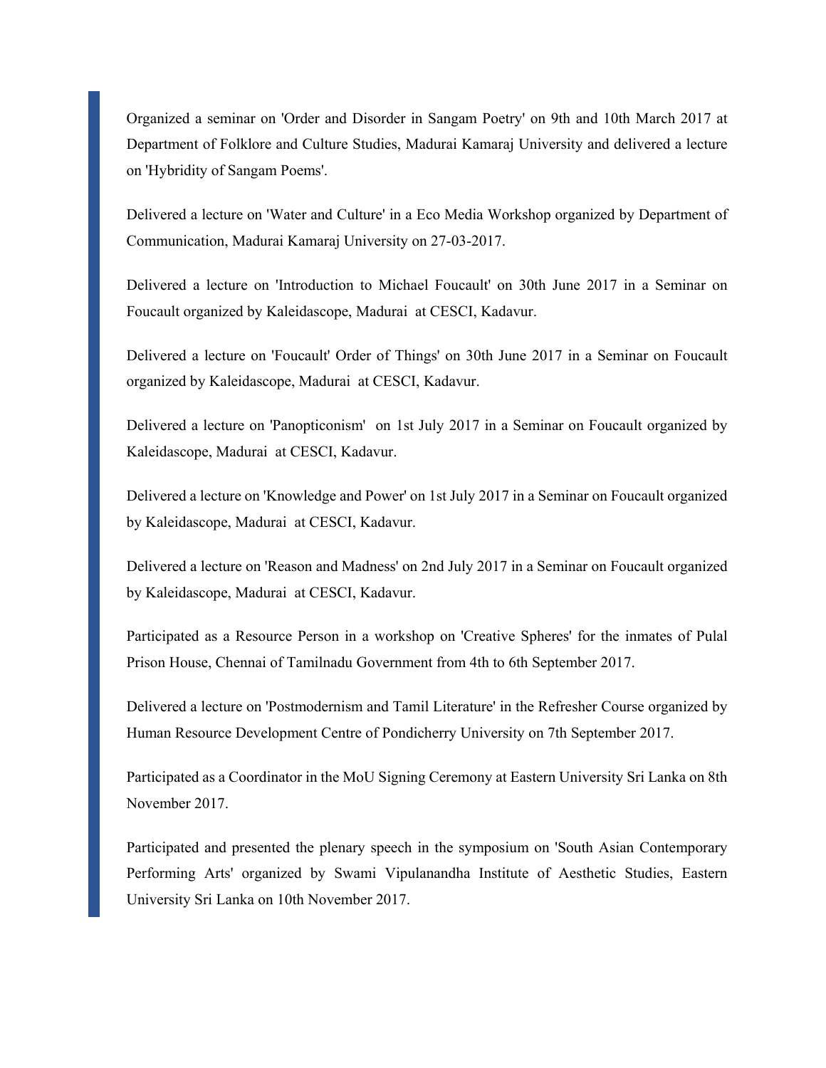Organized a seminar on 'Order and Disorder in Sangam Poetry' on 9th and 10th March 2017 at Department of Folklore and Culture Studies, Madurai Kamaraj University and delivered a lecture on 'Hybridity of Sangam Poems'.

Delivered a lecture on 'Water and Culture' in a Eco Media Workshop organized by Department of Communication, Madurai Kamaraj University on 27-03-2017.

Delivered a lecture on 'Introduction to Michael Foucault' on 30th June 2017 in a Seminar on Foucault organized by Kaleidascope, Madurai at CESCI, Kadavur.

Delivered a lecture on 'Foucault' Order of Things' on 30th June 2017 in a Seminar on Foucault organized by Kaleidascope, Madurai at CESCI, Kadavur.

Delivered a lecture on 'Panopticonism' on 1st July 2017 in a Seminar on Foucault organized by Kaleidascope, Madurai at CESCI, Kadavur.

Delivered a lecture on 'Knowledge and Power' on 1st July 2017 in a Seminar on Foucault organized by Kaleidascope, Madurai at CESCI, Kadavur.

Delivered a lecture on 'Reason and Madness' on 2nd July 2017 in a Seminar on Foucault organized by Kaleidascope, Madurai at CESCI, Kadavur.

Participated as a Resource Person in a workshop on 'Creative Spheres' for the inmates of Pulal Prison House, Chennai of Tamilnadu Government from 4th to 6th September 2017.

Delivered a lecture on 'Postmodernism and Tamil Literature' in the Refresher Course organized by Human Resource Development Centre of Pondicherry University on 7th September 2017.

Participated as a Coordinator in the MoU Signing Ceremony at Eastern University Sri Lanka on 8th November 2017.

Participated and presented the plenary speech in the symposium on 'South Asian Contemporary Performing Arts' organized by Swami Vipulanandha Institute of Aesthetic Studies, Eastern University Sri Lanka on 10th November 2017.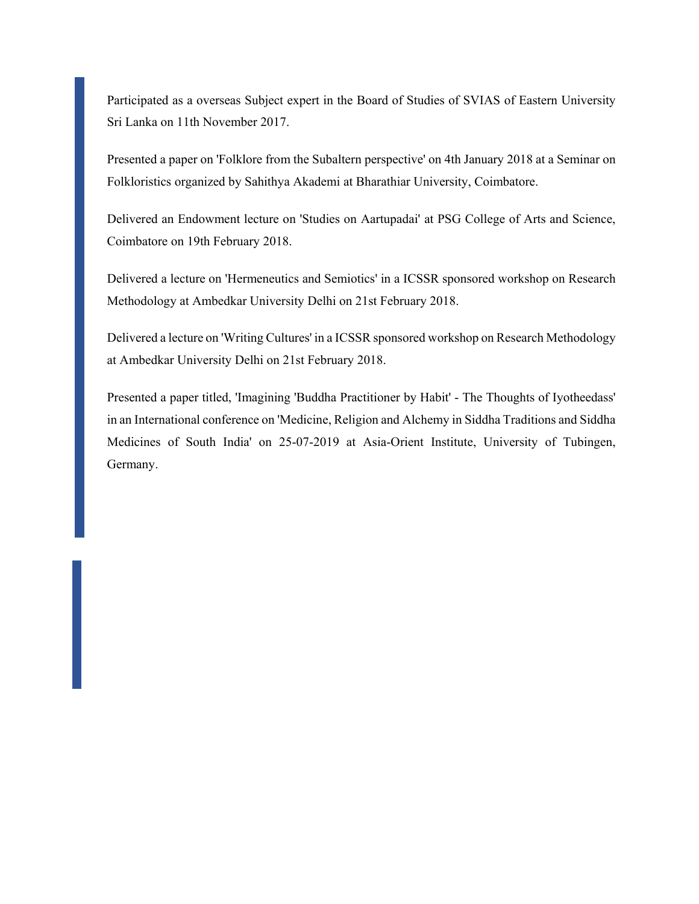Participated as a overseas Subject expert in the Board of Studies of SVIAS of Eastern University Sri Lanka on 11th November 2017.

Presented a paper on 'Folklore from the Subaltern perspective' on 4th January 2018 at a Seminar on Folkloristics organized by Sahithya Akademi at Bharathiar University, Coimbatore.

Delivered an Endowment lecture on 'Studies on Aartupadai' at PSG College of Arts and Science, Coimbatore on 19th February 2018.

Delivered a lecture on 'Hermeneutics and Semiotics' in a ICSSR sponsored workshop on Research Methodology at Ambedkar University Delhi on 21st February 2018.

Delivered a lecture on 'Writing Cultures' in a ICSSR sponsored workshop on Research Methodology at Ambedkar University Delhi on 21st February 2018.

Presented a paper titled, 'Imagining 'Buddha Practitioner by Habit' - The Thoughts of Iyotheedass' in an International conference on 'Medicine, Religion and Alchemy in Siddha Traditions and Siddha Medicines of South India' on 25-07-2019 at Asia-Orient Institute, University of Tubingen, Germany.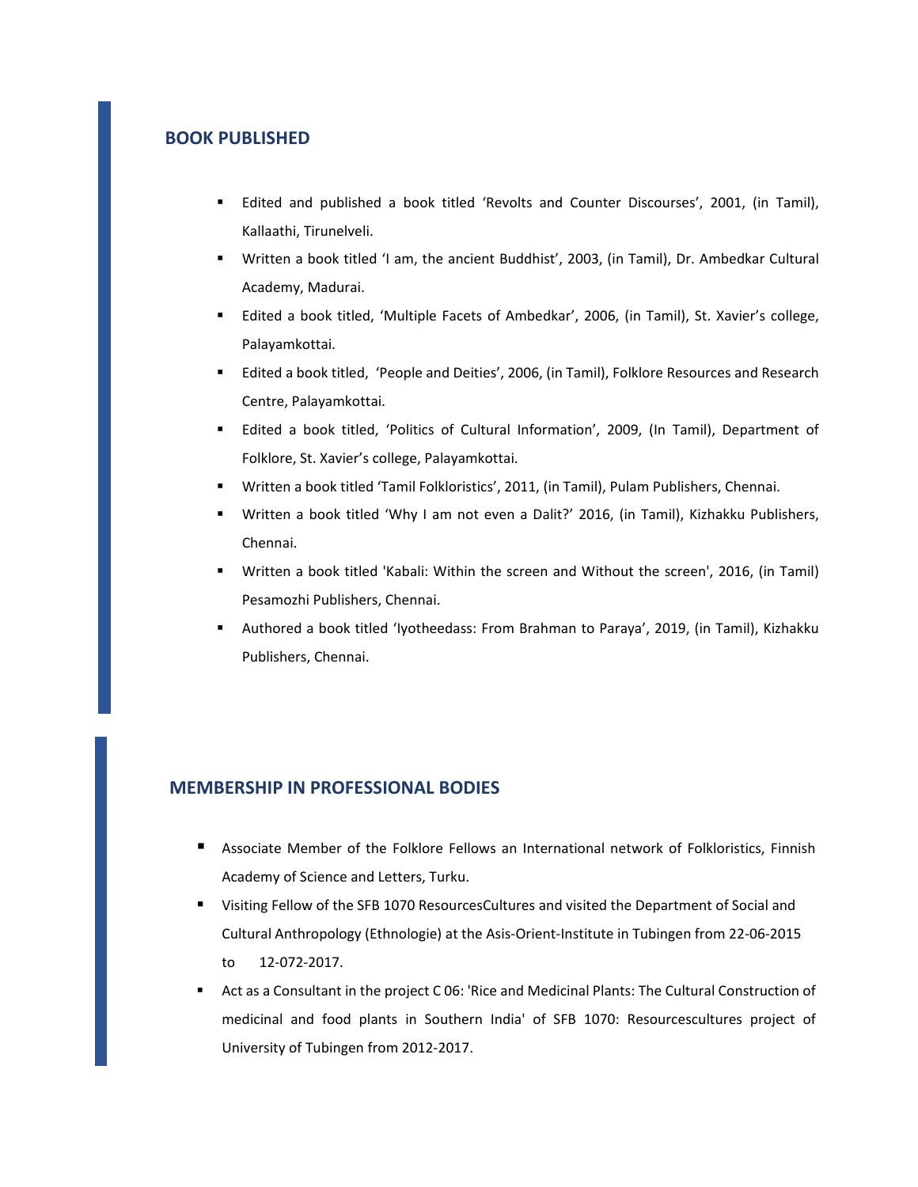## BOOK PUBLISHED

- Edited and published a book titled 'Revolts and Counter Discourses', 2001, (in Tamil), Kallaathi, Tirunelveli.
- Written a book titled 'I am, the ancient Buddhist', 2003, (in Tamil), Dr. Ambedkar Cultural Academy, Madurai.
- Edited a book titled, 'Multiple Facets of Ambedkar', 2006, (in Tamil), St. Xavier's college, Palayamkottai.
- Edited a book titled, 'People and Deities', 2006, (in Tamil), Folklore Resources and Research Centre, Palayamkottai.
- Edited a book titled, 'Politics of Cultural Information', 2009, (In Tamil), Department of Folklore, St. Xavier's college, Palayamkottai.
- Written a book titled 'Tamil Folkloristics', 2011, (in Tamil), Pulam Publishers, Chennai.
- Written a book titled 'Why I am not even a Dalit?' 2016, (in Tamil), Kizhakku Publishers, Chennai.
- Written a book titled 'Kabali: Within the screen and Without the screen', 2016, (in Tamil) Pesamozhi Publishers, Chennai.
- Authored a book titled 'Iyotheedass: From Brahman to Paraya', 2019, (in Tamil), Kizhakku Publishers, Chennai.

## MEMBERSHIP IN PROFESSIONAL BODIES

- Associate Member of the Folklore Fellows an International network of Folkloristics, Finnish Academy of Science and Letters, Turku.
- Visiting Fellow of the SFB 1070 ResourcesCultures and visited the Department of Social and Cultural Anthropology (Ethnologie) at the Asis-Orient-Institute in Tubingen from 22-06-2015 to 12-072-2017.
- Act as a Consultant in the project C 06: 'Rice and Medicinal Plants: The Cultural Construction of medicinal and food plants in Southern India' of SFB 1070: Resourcescultures project of University of Tubingen from 2012-2017.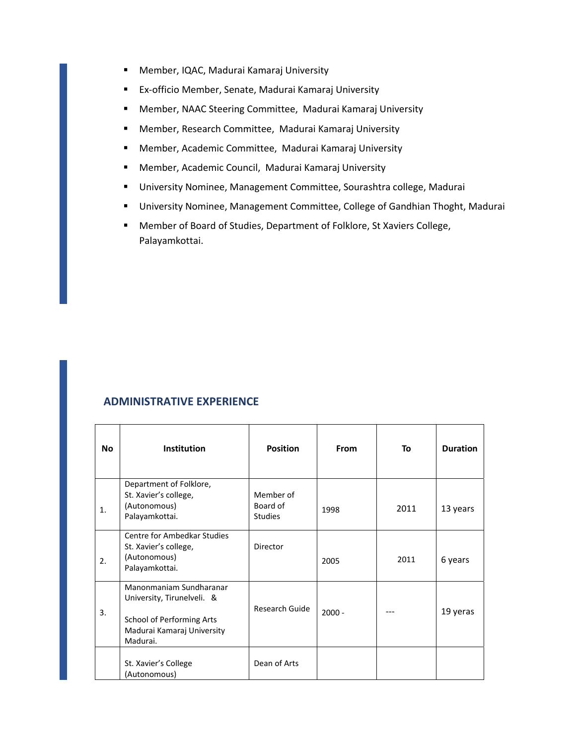- Member, IQAC, Madurai Kamaraj University
- Ex-officio Member, Senate, Madurai Kamaraj University
- Member, NAAC Steering Committee, Madurai Kamaraj University
- Member, Research Committee, Madurai Kamaraj University
- Member, Academic Committee, Madurai Kamaraj University
- Member, Academic Council, Madurai Kamaraj University
- University Nominee, Management Committee, Sourashtra college, Madurai
- University Nominee, Management Committee, College of Gandhian Thoght, Madurai
- Member of Board of Studies, Department of Folklore, St Xaviers College, Palayamkottai.

## ADMINISTRATIVE EXPERIENCE

| No | Institution | Position | From | To | Duration |
|---|---|---|---|---|---|
| 1. | Department of Folklore, St. Xavier's college, (Autonomous) Palayamkottai. | Member of Board of Studies | 1998 | 2011 | 13 years |
| 2. | Centre for Ambedkar Studies St. Xavier's college, (Autonomous) Palayamkottai. | Director | 2005 | 2011 | 6 years |
| 3. | Manonmaniam Sundharanar University, Tirunelveli. & School of Performing Arts Madurai Kamaraj University Madurai. | Research Guide | 2000 - | --- | 19 yeras |
| | St. Xavier's College (Autonomous) | Dean of Arts | | | |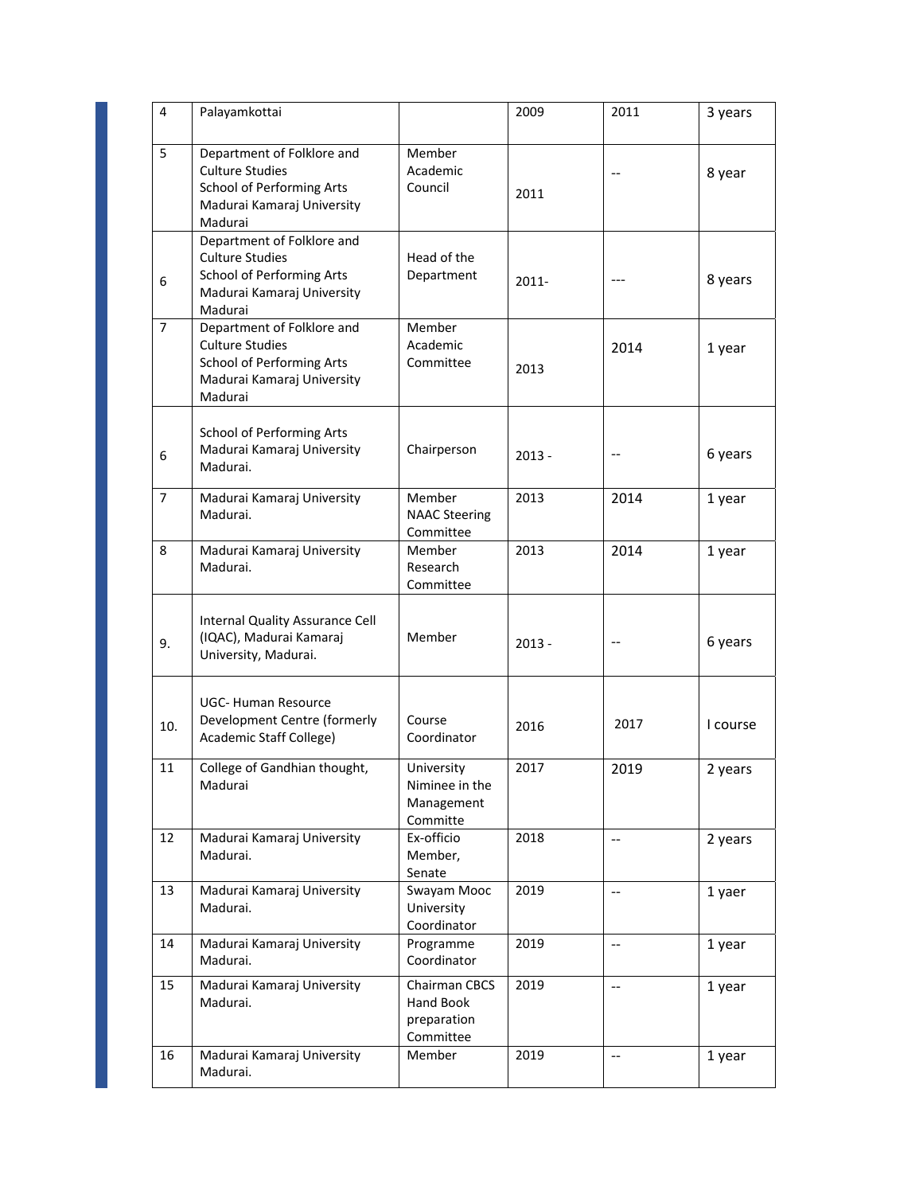| | | | | | |
|---|---|---|---|---|---|
| 4 | Palayamkottai | | 2009 | 2011 | 3 years |
| 5 | Department of Folklore and Culture Studies School of Performing Arts Madurai Kamaraj University Madurai | Member Academic Council | 2011 | -- | 8 year |
| 6 | Department of Folklore and Culture Studies School of Performing Arts Madurai Kamaraj University Madurai | Head of the Department | 2011- | --- | 8 years |
| 7 | Department of Folklore and Culture Studies School of Performing Arts Madurai Kamaraj University Madurai | Member Academic Committee | 2013 | 2014 | 1 year |
| 6 | School of Performing Arts Madurai Kamaraj University Madurai. | Chairperson | 2013 - | -- | 6 years |
| 7 | Madurai Kamaraj University Madurai. | Member NAAC Steering Committee | 2013 | 2014 | 1 year |
| 8 | Madurai Kamaraj University Madurai. | Member Research Committee | 2013 | 2014 | 1 year |
| 9. | Internal Quality Assurance Cell (IQAC), Madurai Kamaraj University, Madurai. | Member | 2013 - | -- | 6 years |
| 10. | UGC- Human Resource Development Centre (formerly Academic Staff College) | Course Coordinator | 2016 | 2017 | I course |
| 11 | College of Gandhian thought, Madurai | University Niminee in the Management Committe | 2017 | 2019 | 2 years |
| 12 | Madurai Kamaraj University Madurai. | Ex-officio Member, Senate | 2018 | -- | 2 years |
| 13 | Madurai Kamaraj University Madurai. | Swayam Mooc University Coordinator | 2019 | -- | 1 yaer |
| 14 | Madurai Kamaraj University Madurai. | Programme Coordinator | 2019 | -- | 1 year |
| 15 | Madurai Kamaraj University Madurai. | Chairman CBCS Hand Book preparation Committee | 2019 | -- | 1 year |
| 16 | Madurai Kamaraj University Madurai. | Member | 2019 | -- | 1 year |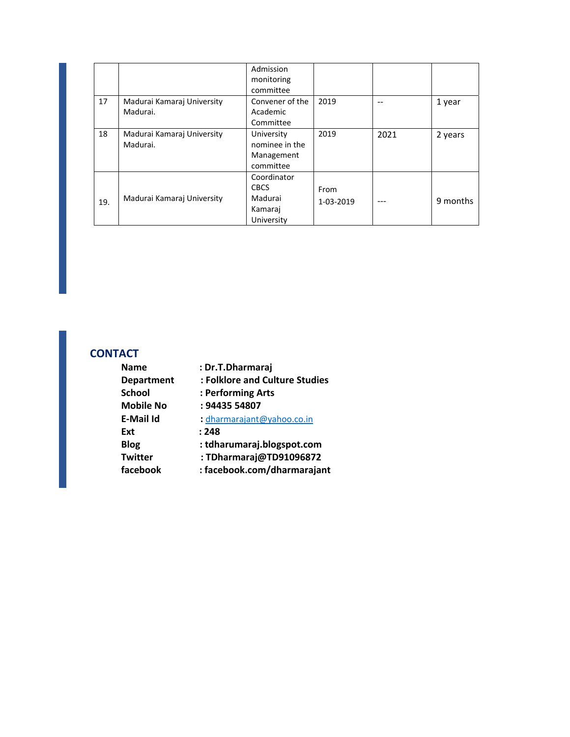| | | | | | |
|---|---|---|---|---|---|
| | | Admission monitoring committee | | | |
| 17 | Madurai Kamaraj University Madurai. | Convener of the Academic Committee | 2019 | -- | 1 year |
| 18 | Madurai Kamaraj University Madurai. | University nominee in the Management committee | 2019 | 2021 | 2 years |
| 19. | Madurai Kamaraj University | Coordinator CBCS Madurai Kamaraj University | From 1-03-2019 | --- | 9 months |

## CONTACT

**Name** : **Dr.T.Dharmaraj**
**Department** : **Folklore and Culture Studies**
**School** : **Performing Arts**
**Mobile No** : **94435 54807**
**E-Mail Id** : dharmarajant@yahoo.co.in
**Ext** : **248**
**Blog** : **tdharumaraj.blogspot.com**
**Twitter** : **TDharmaraj@TD91096872**
**facebook** : **facebook.com/dharmarajant**